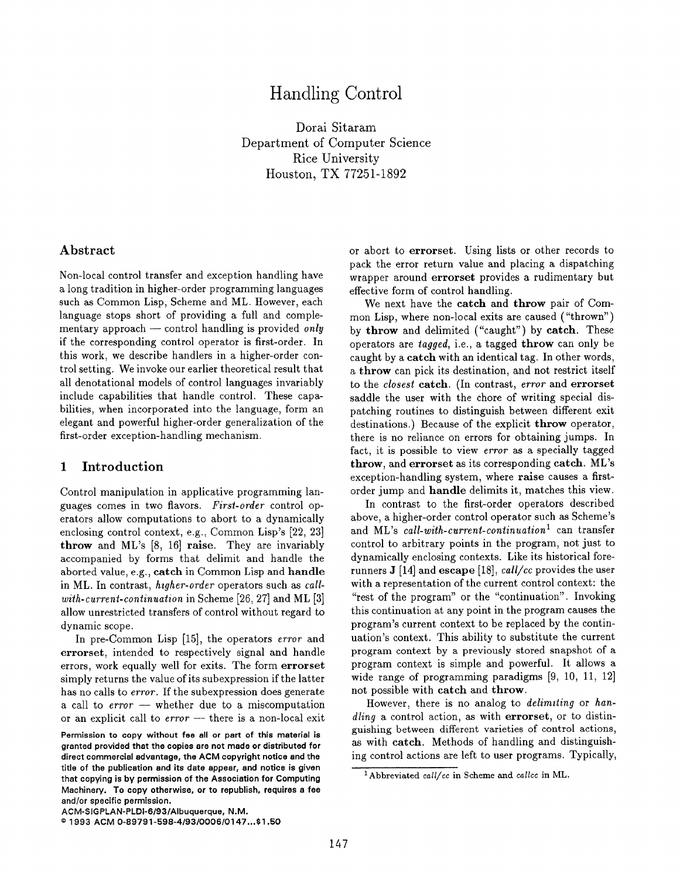# Handling Control

Dorai Sitaram
Department of Computer Science
Rice University
Houston, TX 77251-1892

## Abstract

Non-local control transfer and exception handling have a long tradition in higher-order programming languages such as Common Lisp, Scheme and ML. However, each language stops short of providing a full and complementary approach — control handling is provided *only* if the corresponding control operator is first-order. In this work, we describe handlers in a higher-order control setting. We invoke our earlier theoretical result that all denotational models of control languages invariably include capabilities that handle control. These capabilities, when incorporated into the language, form an elegant and powerful higher-order generalization of the first-order exception-handling mechanism.

## 1 Introduction

Control manipulation in applicative programming languages comes in two flavors. *First-order* control operators allow computations to abort to a dynamically enclosing control context, e.g., Common Lisp's [22, 23] **throw** and ML's [8, 16] **raise**. They are invariably accompanied by forms that delimit and handle the aborted value, e.g., **catch** in Common Lisp and **handle** in ML. In contrast, *higher-order* operators such as *call-with-current-continuation* in Scheme [26, 27] and ML [3] allow unrestricted transfers of control without regard to dynamic scope.

In pre-Common Lisp [15], the operators *error* and **errorset**, intended to respectively signal and handle errors, work equally well for exits. The form **errorset** simply returns the value of its subexpression if the latter has no calls to *error*. If the subexpression does generate a call to *error* — whether due to a miscomputation or an explicit call to *error* — there is a non-local exit or abort to **errorset**. Using lists or other records to pack the error return value and placing a dispatching wrapper around **errorset** provides a rudimentary but effective form of control handling.

We next have the **catch** and **throw** pair of Common Lisp, where non-local exits are caused ("thrown") by **throw** and delimited ("caught") by **catch**. These operators are *tagged*, i.e., a tagged **throw** can only be caught by a **catch** with an identical tag. In other words, a **throw** can pick its destination, and not restrict itself to the *closest* **catch**. (In contrast, *error* and **errorset** saddle the user with the chore of writing special dispatching routines to distinguish between different exit destinations.) Because of the explicit **throw** operator, there is no reliance on errors for obtaining jumps. In fact, it is possible to view *error* as a specially tagged **throw**, and **errorset** as its corresponding **catch**. ML's exception-handling system, where **raise** causes a first-order jump and **handle** delimits it, matches this view.

In contrast to the first-order operators described above, a higher-order control operator such as Scheme's and ML's *call-with-current-continuation*[1] can transfer control to arbitrary points in the program, not just to dynamically enclosing contexts. Like its historical forerunners **J** [14] and **escape** [18], *call/cc* provides the user with a representation of the current control context: the "rest of the program" or the "continuation". Invoking this continuation at any point in the program causes the program's current context to be replaced by the continuation's context. This ability to substitute the current program context by a previously stored snapshot of a program context is simple and powerful. It allows a wide range of programming paradigms [9, 10, 11, 12] not possible with **catch** and **throw**.

However, there is no analog to *delimiting* or *handling* a control action, as with **errorset**, or to distinguishing between different varieties of control actions, as with **catch**. Methods of handling and distinguishing control actions are left to user programs. Typically,

[1] Abbreviated *call/cc* in Scheme and *callcc* in ML.

Permission to copy without fee all or part of this material is granted provided that the copies are not made or distributed for direct commercial advantage, the ACM copyright notice and the title of the publication and its date appear, and notice is given that copying is by permission of the Association for Computing Machinery. To copy otherwise, or to republish, requires a fee and/or specific permission.
ACM-SIGPLAN-PLDI-6/93/Albuquerque, N.M.
© 1993 ACM 0-89791-598-4/93/0006/0147...$1.50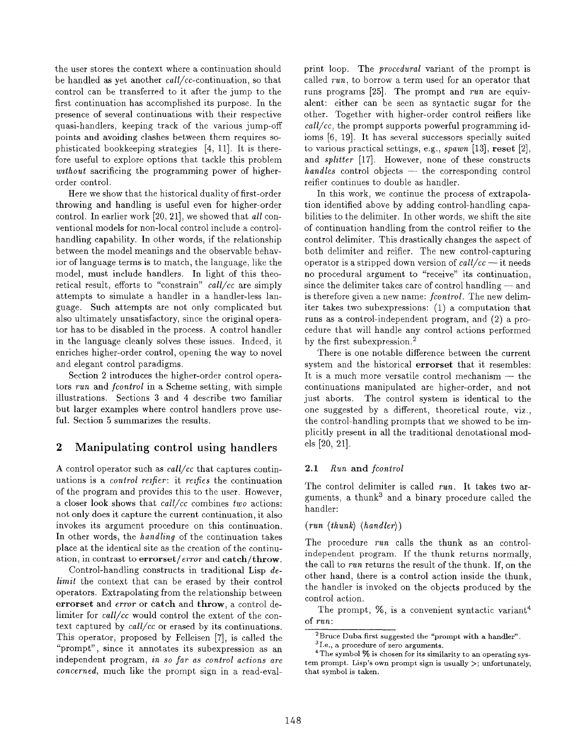the user stores the context where a continuation should be handled as yet another *call/cc*-continuation, so that control can be transferred to it after the jump to the first continuation has accomplished its purpose. In the presence of several continuations with their respective quasi-handlers, keeping track of the various jump-off points and avoiding clashes between them requires sophisticated bookkeeping strategies [4, 11]. It is therefore useful to explore options that tackle this problem *without* sacrificing the programming power of higher-order control.

Here we show that the historical duality of first-order throwing and handling is useful even for higher-order control. In earlier work [20, 21], we showed that *all* conventional models for non-local control include a control-handling capability. In other words, if the relationship between the model meanings and the observable behavior of language terms is to match, the language, like the model, must include handlers. In light of this theoretical result, efforts to "constrain" *call/cc* are simply attempts to simulate a handler in a handler-less language. Such attempts are not only complicated but also ultimately unsatisfactory, since the original operator has to be disabled in the process. A control handler in the language cleanly solves these issues. Indeed, it enriches higher-order control, opening the way to novel and elegant control paradigms.

Section 2 introduces the higher-order control operators *run* and *fcontrol* in a Scheme setting, with simple illustrations. Sections 3 and 4 describe two familiar but larger examples where control handlers prove useful. Section 5 summarizes the results.

## 2 Manipulating control using handlers

A control operator such as *call/cc* that captures continuations is a *control reifier*: it *reifies* the continuation of the program and provides this to the user. However, a closer look shows that *call/cc* combines *two* actions: not only does it capture the current continuation, it also invokes its argument procedure on this continuation. In other words, the *handling* of the continuation takes place at the identical site as the creation of the continuation, in contrast to **errorset**/*error* and **catch**/**throw**.

Control-handling constructs in traditional Lisp *delimit* the context that can be erased by their control operators. Extrapolating from the relationship between **errorset** and *error* or **catch** and **throw**, a control delimiter for *call/cc* would control the extent of the context captured by *call/cc* or erased by its continuations. This operator, proposed by Felleisen [7], is called the "prompt", since it annotates its subexpression as an independent program, *in so far as control actions are concerned*, much like the prompt sign in a read-eval-print loop. The *procedural* variant of the prompt is called *run*, to borrow a term used for an operator that runs programs [25]. The prompt and *run* are equivalent: either can be seen as syntactic sugar for the other. Together with higher-order control reifiers like *call/cc*, the prompt supports powerful programming idioms [6, 19]. It has several successors specially suited to various practical settings, e.g., *spawn* [13], **reset** [2], and *splitter* [17]. However, none of these constructs *handles* control objects — the corresponding control reifier continues to double as handler.

In this work, we continue the process of extrapolation identified above by adding control-handling capabilities to the delimiter. In other words, we shift the site of continuation handling from the control reifier to the control delimiter. This drastically changes the aspect of both delimiter and reifier. The new control-capturing operator is a stripped down version of *call/cc* — it needs no procedural argument to "receive" its continuation, since the delimiter takes care of control handling — and is therefore given a new name: *fcontrol*. The new delimiter takes two subexpressions: (1) a computation that runs as a control-independent program, and (2) a procedure that will handle any control actions performed by the first subexpression.[2]

There is one notable difference between the current system and the historical **errorset** that it resembles: It is a much more versatile control mechanism — the continuations manipulated are higher-order, and not just aborts. The control system is identical to the one suggested by a different, theoretical route, viz., the control-handling prompts that we showed to be implicitly present in all the traditional denotational models [20, 21].

### 2.1 *Run* and *fcontrol*

The control delimiter is called *run*. It takes two arguments, a thunk[3] and a binary procedure called the handler:

(*run* ⟨*thunk*⟩ ⟨*handler*⟩)

The procedure *run* calls the thunk as an control-independent program. If the thunk returns normally, the call to *run* returns the result of the thunk. If, on the other hand, there is a control action inside the thunk, the handler is invoked on the objects produced by the control action.

The prompt, %, is a convenient syntactic variant[4] of *run*:

[2] Bruce Duba first suggested the "prompt with a handler".

[3] I.e., a procedure of zero arguments.

[4] The symbol % is chosen for its similarity to an operating system prompt. Lisp's own prompt sign is usually >; unfortunately, that symbol is taken.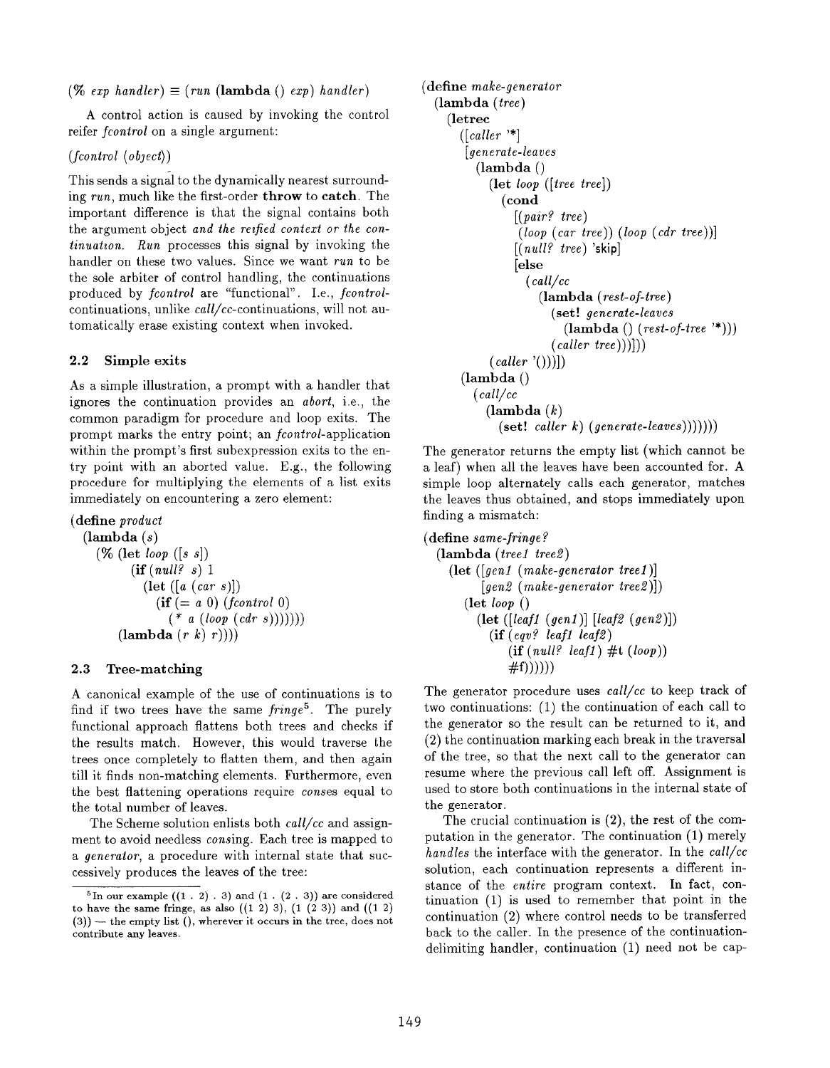(% *exp handler*) ≡ (*run* (**lambda** () *exp*) *handler*)

A control action is caused by invoking the control reifer *fcontrol* on a single argument:

(*fcontrol* ⟨*object*⟩)

This sends a signal to the dynamically nearest surrounding *run*, much like the first-order **throw** to **catch**. The important difference is that the signal contains both the argument object *and the reified context or the continuation*. *Run* processes this signal by invoking the handler on these two values. Since we want *run* to be the sole arbiter of control handling, the continuations produced by *fcontrol* are "functional". I.e., *fcontrol*-continuations, unlike *call/cc*-continuations, will not automatically erase existing context when invoked.

### 2.2 Simple exits

As a simple illustration, a prompt with a handler that ignores the continuation provides an *abort*, i.e., the common paradigm for procedure and loop exits. The prompt marks the entry point; an *fcontrol*-application within the prompt's first subexpression exits to the entry point with an aborted value. E.g., the following procedure for multiplying the elements of a list exits immediately on encountering a zero element:

```
(define product
  (lambda (s)
    (% (let loop ([s s])
         (if (null? s) 1
           (let ([a (car s)])
             (if (= a 0) (fcontrol 0)
               (* a (loop (cdr s)))))))
       (lambda (r k) r))))
```

### 2.3 Tree-matching

A canonical example of the use of continuations is to find if two trees have the same *fringe*[5]. The purely functional approach flattens both trees and checks if the results match. However, this would traverse the trees once completely to flatten them, and then again till it finds non-matching elements. Furthermore, even the best flattening operations require *conses* equal to the total number of leaves.

The Scheme solution enlists both *call/cc* and assignment to avoid needless *cons*ing. Each tree is mapped to a *generator*, a procedure with internal state that successively produces the leaves of the tree:

```
(define make-generator
  (lambda (tree)
    (letrec
      ([caller '*]
       [generate-leaves
        (lambda ()
          (let loop ([tree tree])
            (cond
              [(pair? tree)
               (loop (car tree)) (loop (cdr tree))]
              [(null? tree) 'skip]
              [else
               (call/cc
                 (lambda (rest-of-tree)
                   (set! generate-leaves
                     (lambda () (rest-of-tree '*)))
                   (caller tree)))]))
          (caller '()))])
      (lambda ()
        (call/cc
          (lambda (k)
            (set! caller k) (generate-leaves)))))))
```

The generator returns the empty list (which cannot be a leaf) when all the leaves have been accounted for. A simple loop alternately calls each generator, matches the leaves thus obtained, and stops immediately upon finding a mismatch:

```
(define same-fringe?
  (lambda (tree1 tree2)
    (let ([gen1 (make-generator tree1)]
          [gen2 (make-generator tree2)])
      (let loop ()
        (let ([leaf1 (gen1)] [leaf2 (gen2)])
          (if (eqv? leaf1 leaf2)
              (if (null? leaf1) #t (loop))
              #f))))))
```

The generator procedure uses *call/cc* to keep track of two continuations: (1) the continuation of each call to the generator so the result can be returned to it, and (2) the continuation marking each break in the traversal of the tree, so that the next call to the generator can resume where the previous call left off. Assignment is used to store both continuations in the internal state of the generator.

The crucial continuation is (2), the rest of the computation in the generator. The continuation (1) merely *handles* the interface with the generator. In the *call/cc* solution, each continuation represents a different instance of the *entire* program context. In fact, continuation (1) is used to remember that point in the continuation (2) where control needs to be transferred back to the caller. In the presence of the continuation-delimiting handler, continuation (1) need not be cap-

---

[5] In our example ((1 . 2) . 3) and (1 . (2 . 3)) are considered to have the same fringe, as also ((1 2) 3), (1 (2 3)) and ((1 2) (3)) — the empty list (), wherever it occurs in the tree, does not contribute any leaves.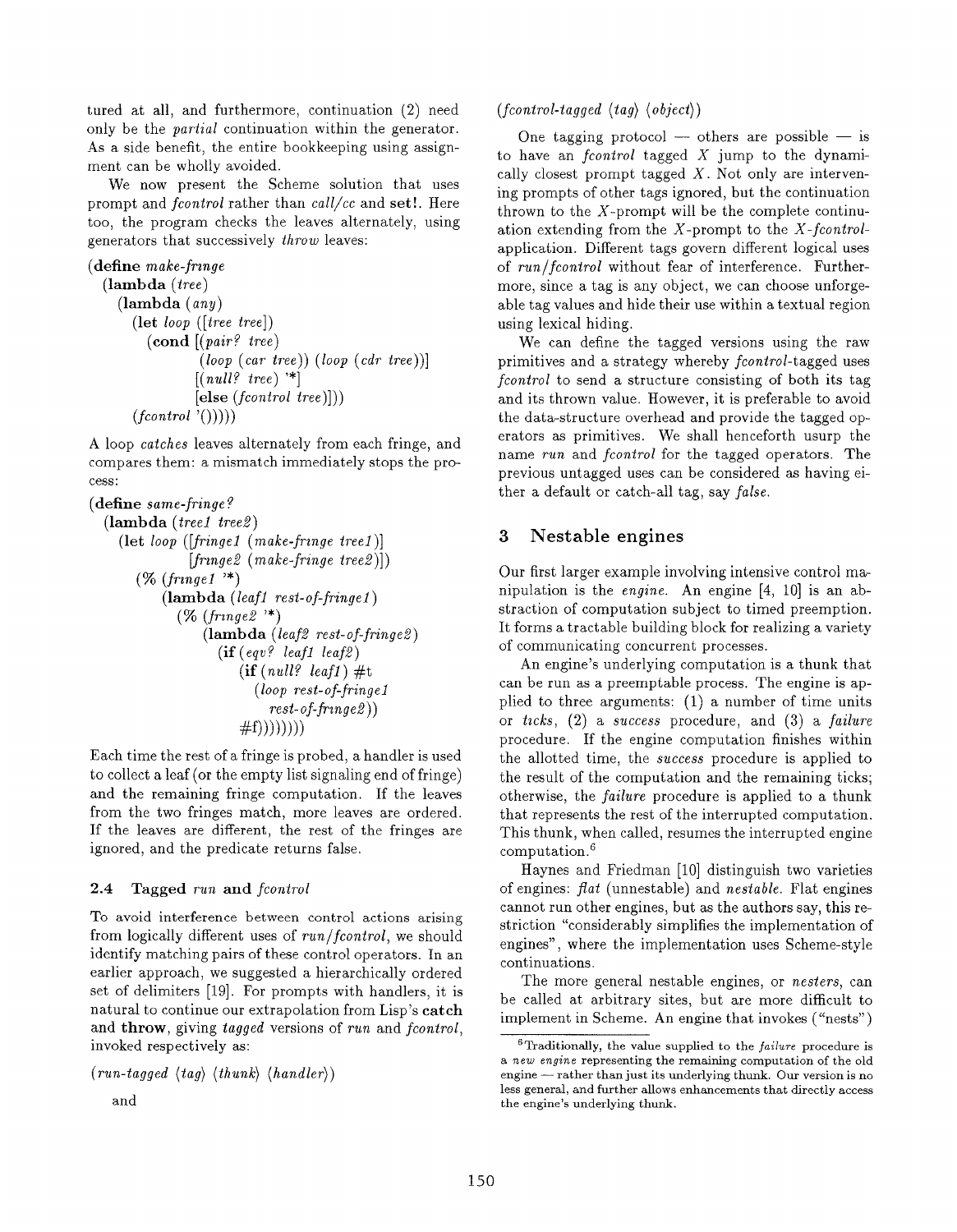tured at all, and furthermore, continuation (2) need only be the *partial* continuation within the generator. As a side benefit, the entire bookkeeping using assignment can be wholly avoided.

We now present the Scheme solution that uses prompt and *fcontrol* rather than *call/cc* and **set!**. Here too, the program checks the leaves alternately, using generators that successively *throw* leaves:

```
(define make-fringe
  (lambda (tree)
    (lambda (any)
      (let loop ([tree tree])
        (cond [(pair? tree)
               (loop (car tree)) (loop (cdr tree))]
              [(null? tree) '*]
              [else (fcontrol tree)]))
      (fcontrol '()))))
```

A loop *catches* leaves alternately from each fringe, and compares them: a mismatch immediately stops the process:

```
(define same-fringe?
  (lambda (tree1 tree2)
    (let loop ([fringe1 (make-fringe tree1)]
               [fringe2 (make-fringe tree2)])
      (% (fringe1 '*)
         (lambda (leaf1 rest-of-fringe1)
           (% (fringe2 '*)
              (lambda (leaf2 rest-of-fringe2)
                (if (eqv? leaf1 leaf2)
                    (if (null? leaf1) #t
                        (loop rest-of-fringe1
                              rest-of-fringe2))
                    #f))))))))
```

Each time the rest of a fringe is probed, a handler is used to collect a leaf (or the empty list signaling end of fringe) and the remaining fringe computation. If the leaves from the two fringes match, more leaves are ordered. If the leaves are different, the rest of the fringes are ignored, and the predicate returns false.

### 2.4 Tagged *run* and *fcontrol*

To avoid interference between control actions arising from logically different uses of *run/fcontrol*, we should identify matching pairs of these control operators. In an earlier approach, we suggested a hierarchically ordered set of delimiters [19]. For prompts with handlers, it is natural to continue our extrapolation from Lisp's **catch** and **throw**, giving *tagged* versions of *run* and *fcontrol*, invoked respectively as:

(*run-tagged* ⟨*tag*⟩ ⟨*thunk*⟩ ⟨*handler*⟩)

and

(*fcontrol-tagged* ⟨*tag*⟩ ⟨*object*⟩)

One tagging protocol — others are possible — is to have an *fcontrol* tagged $X$ jump to the dynamically closest prompt tagged $X$. Not only are intervening prompts of other tags ignored, but the continuation thrown to the $X$-prompt will be the complete continuation extending from the $X$-prompt to the $X$-*fcontrol*-application. Different tags govern different logical uses of *run/fcontrol* without fear of interference. Furthermore, since a tag is any object, we can choose unforgeable tag values and hide their use within a textual region using lexical hiding.

We can define the tagged versions using the raw primitives and a strategy whereby *fcontrol*-tagged uses *fcontrol* to send a structure consisting of both its tag and its thrown value. However, it is preferable to avoid the data-structure overhead and provide the tagged operators as primitives. We shall henceforth usurp the name *run* and *fcontrol* for the tagged operators. The previous untagged uses can be considered as having either a default or catch-all tag, say *false*.

## 3 Nestable engines

Our first larger example involving intensive control manipulation is the *engine*. An engine [4, 10] is an abstraction of computation subject to timed preemption. It forms a tractable building block for realizing a variety of communicating concurrent processes.

An engine's underlying computation is a thunk that can be run as a preemptable process. The engine is applied to three arguments: (1) a number of time units or *ticks*, (2) a *success* procedure, and (3) a *failure* procedure. If the engine computation finishes within the allotted time, the *success* procedure is applied to the result of the computation and the remaining ticks; otherwise, the *failure* procedure is applied to a thunk that represents the rest of the interrupted computation. This thunk, when called, resumes the interrupted engine computation.[6]

Haynes and Friedman [10] distinguish two varieties of engines: *flat* (unnestable) and *nestable*. Flat engines cannot run other engines, but as the authors say, this restriction "considerably simplifies the implementation of engines", where the implementation uses Scheme-style continuations.

The more general nestable engines, or *nesters*, can be called at arbitrary sites, but are more difficult to implement in Scheme. An engine that invokes ("nests")

[6] Traditionally, the value supplied to the *failure* procedure is a *new engine* representing the remaining computation of the old engine — rather than just its underlying thunk. Our version is no less general, and further allows enhancements that directly access the engine's underlying thunk.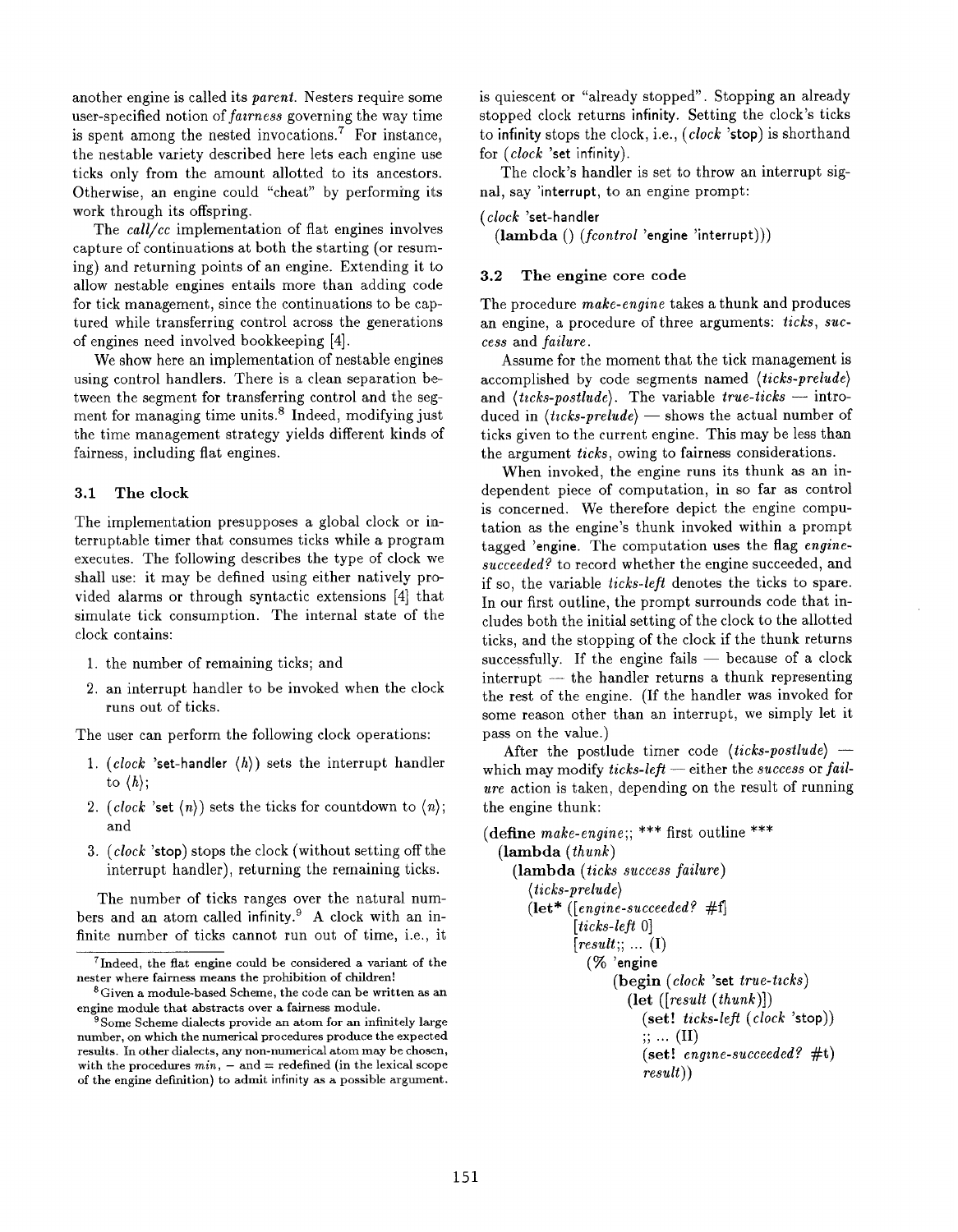another engine is called its *parent*. Nesters require some user-specified notion of *fairness* governing the way time is spent among the nested invocations.[7] For instance, the nestable variety described here lets each engine use ticks only from the amount allotted to its ancestors. Otherwise, an engine could "cheat" by performing its work through its offspring.

The *call/cc* implementation of flat engines involves capture of continuations at both the starting (or resuming) and returning points of an engine. Extending it to allow nestable engines entails more than adding code for tick management, since the continuations to be captured while transferring control across the generations of engines need involved bookkeeping [4].

We show here an implementation of nestable engines using control handlers. There is a clean separation between the segment for transferring control and the segment for managing time units.[8] Indeed, modifying just the time management strategy yields different kinds of fairness, including flat engines.

### 3.1 The clock

The implementation presupposes a global clock or interruptable timer that consumes ticks while a program executes. The following describes the type of clock we shall use: it may be defined using either natively provided alarms or through syntactic extensions [4] that simulate tick consumption. The internal state of the clock contains:

1. the number of remaining ticks; and
2. an interrupt handler to be invoked when the clock runs out of ticks.

The user can perform the following clock operations:

1. (*clock* 'set-handler ⟨*h*⟩) sets the interrupt handler to ⟨*h*⟩;
2. (*clock* 'set ⟨*n*⟩) sets the ticks for countdown to ⟨*n*⟩; and
3. (*clock* 'stop) stops the clock (without setting off the interrupt handler), returning the remaining ticks.

The number of ticks ranges over the natural numbers and an atom called infinity.[9] A clock with an infinite number of ticks cannot run out of time, i.e., it is quiescent or "already stopped". Stopping an already stopped clock returns infinity. Setting the clock's ticks to infinity stops the clock, i.e., (*clock* 'stop) is shorthand for (*clock* 'set infinity).

The clock's handler is set to throw an interrupt signal, say 'interrupt, to an engine prompt:

```
(clock 'set-handler
  (lambda () (fcontrol 'engine 'interrupt)))
```

### 3.2 The engine core code

The procedure *make-engine* takes a thunk and produces an engine, a procedure of three arguments: *ticks*, *success* and *failure*.

Assume for the moment that the tick management is accomplished by code segments named ⟨*ticks-prelude*⟩ and ⟨*ticks-postlude*⟩. The variable *true-ticks* — introduced in ⟨*ticks-prelude*⟩ — shows the actual number of ticks given to the current engine. This may be less than the argument *ticks*, owing to fairness considerations.

When invoked, the engine runs its thunk as an independent piece of computation, in so far as control is concerned. We therefore depict the engine computation as the engine's thunk invoked within a prompt tagged 'engine. The computation uses the flag *engine-succeeded?* to record whether the engine succeeded, and if so, the variable *ticks-left* denotes the ticks to spare. In our first outline, the prompt surrounds code that includes both the initial setting of the clock to the allotted ticks, and the stopping of the clock if the thunk returns successfully. If the engine fails — because of a clock interrupt — the handler returns a thunk representing the rest of the engine. (If the handler was invoked for some reason other than an interrupt, we simply let it pass on the value.)

After the postlude timer code ⟨*ticks-postlude*⟩ — which may modify *ticks-left* — either the *success* or *failure* action is taken, depending on the result of running the engine thunk:

```
(define make-engine;; *** first outline ***
  (lambda (thunk)
    (lambda (ticks success failure)
      ⟨ticks-prelude⟩
      (let* ([engine-succeeded? #f]
             [ticks-left 0]
             [result;; ... (I)
               (% 'engine
                  (begin (clock 'set true-ticks)
                    (let ([result (thunk)])
                      (set! ticks-left (clock 'stop))
                      ;; ... (II)
                      (set! engine-succeeded? #t)
                      result))
```

---

[7] Indeed, the flat engine could be considered a variant of the nester where fairness means the prohibition of children!

[8] Given a module-based Scheme, the code can be written as an engine module that abstracts over a fairness module.

[9] Some Scheme dialects provide an atom for an infinitely large number, on which the numerical procedures produce the expected results. In other dialects, any non-numerical atom may be chosen, with the procedures *min*, − and = redefined (in the lexical scope of the engine definition) to admit infinity as a possible argument.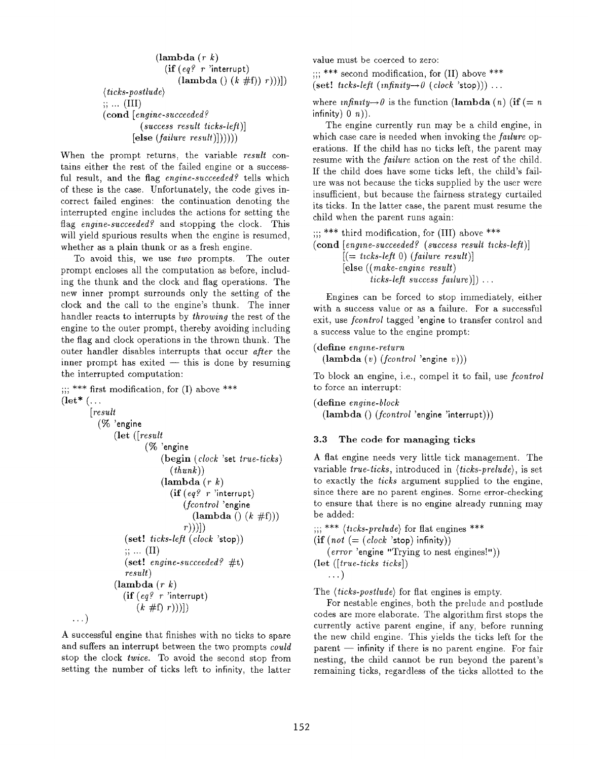```
                (lambda (r k)
                  (if (eq? r 'interrupt)
                      (lambda () (k #f)) r)))])
        ⟨ticks-postlude⟩
        ;; ... (III)
        (cond [engine-succeeded?
               (success result ticks-left)]
              [else (failure result)])))))
```

When the prompt returns, the variable *result* contains either the rest of the failed engine or a successful result, and the flag *engine-succeeded?* tells which of these is the case. Unfortunately, the code gives incorrect failed engines: the continuation denoting the interrupted engine includes the actions for setting the flag *engine-succeeded?* and stopping the clock. This will yield spurious results when the engine is resumed, whether as a plain thunk or as a fresh engine.

To avoid this, we use *two* prompts. The outer prompt encloses all the computation as before, including the thunk and the clock and flag operations. The new inner prompt surrounds only the setting of the clock and the call to the engine's thunk. The inner handler reacts to interrupts by *throwing* the rest of the engine to the outer prompt, thereby avoiding including the flag and clock operations in the thrown thunk. The outer handler disables interrupts that occur *after* the inner prompt has exited — this is done by resuming the interrupted computation:

```
;;; *** first modification, for (I) above ***
(let* (...
       [result
        (% 'engine
           (let ([result
                  (% 'engine
                     (begin (clock 'set true-ticks)
                       (thunk))
                     (lambda (r k)
                       (if (eq? r 'interrupt)
                           (fcontrol 'engine
                             (lambda () (k #f)))
                           r)))])
             (set! ticks-left (clock 'stop))
             ;; ... (II)
             (set! engine-succeeded? #t)
             result)
           (lambda (r k)
             (if (eq? r 'interrupt)
                 (k #f) r)))])
  ...)
```

A successful engine that finishes with no ticks to spare and suffers an interrupt between the two prompts *could* stop the clock *twice*. To avoid the second stop from setting the number of ticks left to infinity, the latter value must be coerced to zero:

```
;;; *** second modification, for (II) above ***
(set! ticks-left (infinity→0 (clock 'stop))) ...
```

where *infinity→0* is the function **(lambda** (*n*) **(if** (= *n* infinity) 0 *n*)).

The engine currently run may be a child engine, in which case care is needed when invoking the *failure* operations. If the child has no ticks left, the parent may resume with the *failure* action on the rest of the child. If the child does have some ticks left, the child's failure was not because the ticks supplied by the user were insufficient, but because the fairness strategy curtailed its ticks. In the latter case, the parent must resume the child when the parent runs again:

```
;;; *** third modification, for (III) above ***
(cond [engine-succeeded? (success result ticks-left)]
      [(= ticks-left 0) (failure result)]
      [else ((make-engine result)
             ticks-left success failure)]) ...
```

Engines can be forced to stop immediately, either with a success value or as a failure. For a successful exit, use *fcontrol* tagged 'engine to transfer control and a success value to the engine prompt:

```
(define engine-return
  (lambda (v) (fcontrol 'engine v)))
```

To block an engine, i.e., compel it to fail, use *fcontrol* to force an interrupt:

```
(define engine-block
  (lambda () (fcontrol 'engine 'interrupt)))
```

### 3.3 The code for managing ticks

A flat engine needs very little tick management. The variable *true-ticks*, introduced in ⟨*ticks-prelude*⟩, is set to exactly the *ticks* argument supplied to the engine, since there are no parent engines. Some error-checking to ensure that there is no engine already running may be added:

```
;;; *** ⟨ticks-prelude⟩ for flat engines ***
(if (not (= (clock 'stop) infinity))
    (error 'engine "Trying to nest engines!"))
(let ([true-ticks ticks])
  ...)
```

The ⟨*ticks-postlude*⟩ for flat engines is empty.

For nestable engines, both the prelude and postlude codes are more elaborate. The algorithm first stops the currently active parent engine, if any, before running the new child engine. This yields the ticks left for the parent — infinity if there is no parent engine. For fair nesting, the child cannot be run beyond the parent's remaining ticks, regardless of the ticks allotted to the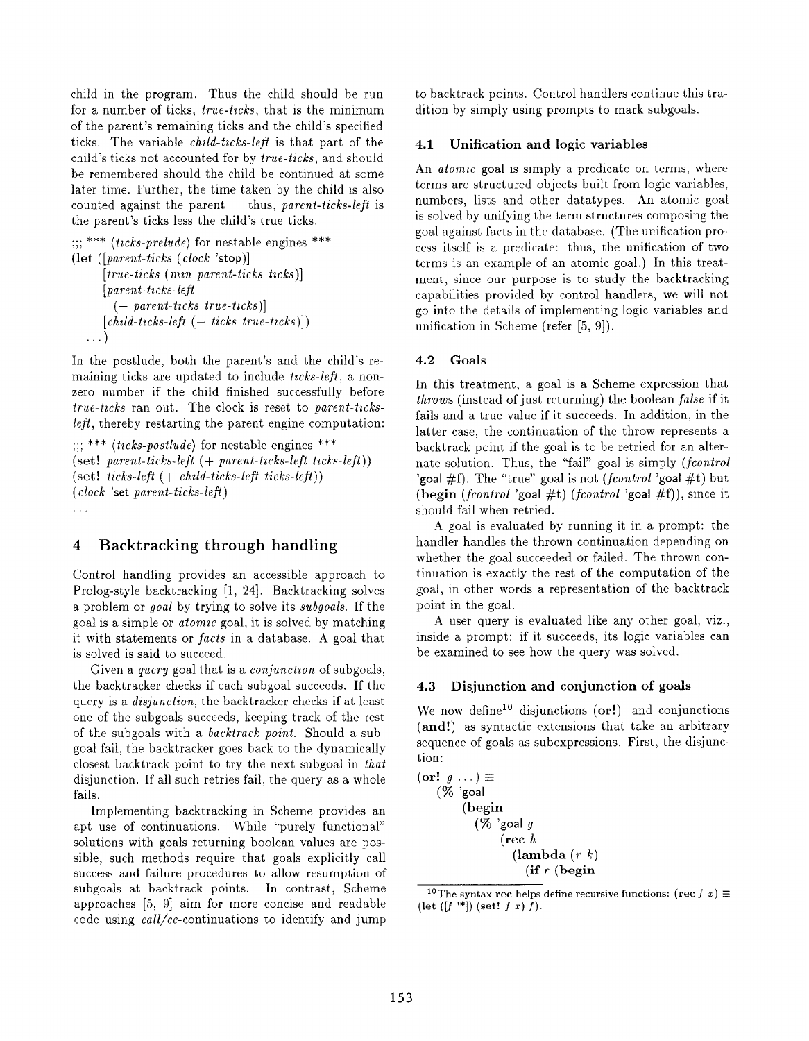child in the program. Thus the child should be run for a number of ticks, *true-ticks*, that is the minimum of the parent's remaining ticks and the child's specified ticks. The variable *child-ticks-left* is that part of the child's ticks not accounted for by *true-ticks*, and should be remembered should the child be continued at some later time. Further, the time taken by the child is also counted against the parent — thus, *parent-ticks-left* is the parent's ticks less the child's true ticks.

```
;;; *** ⟨ticks-prelude⟩ for nestable engines ***
(let ([parent-ticks (clock 'stop)]
      [true-ticks (min parent-ticks ticks)]
      [parent-ticks-left
        (- parent-ticks true-ticks)]
      [child-ticks-left (- ticks true-ticks)])
  ...)
```

In the postlude, both the parent's and the child's remaining ticks are updated to include *ticks-left*, a nonzero number if the child finished successfully before *true-ticks* ran out. The clock is reset to *parent-ticks-left*, thereby restarting the parent engine computation:

```
;;; *** ⟨ticks-postlude⟩ for nestable engines ***
(set! parent-ticks-left (+ parent-ticks-left ticks-left))
(set! ticks-left (+ child-ticks-left ticks-left))
(clock 'set parent-ticks-left)
...
```

## 4 Backtracking through handling

Control handling provides an accessible approach to Prolog-style backtracking [1, 24]. Backtracking solves a problem or *goal* by trying to solve its *subgoals*. If the goal is a simple or *atomic* goal, it is solved by matching it with statements or *facts* in a database. A goal that is solved is said to succeed.

Given a *query* goal that is a *conjunction* of subgoals, the backtracker checks if each subgoal succeeds. If the query is a *disjunction*, the backtracker checks if at least one of the subgoals succeeds, keeping track of the rest of the subgoals with a *backtrack point*. Should a subgoal fail, the backtracker goes back to the dynamically closest backtrack point to try the next subgoal in *that* disjunction. If all such retries fail, the query as a whole fails.

Implementing backtracking in Scheme provides an apt use of continuations. While "purely functional" solutions with goals returning boolean values are possible, such methods require that goals explicitly call success and failure procedures to allow resumption of subgoals at backtrack points. In contrast, Scheme approaches [5, 9] aim for more concise and readable code using *call/cc*-continuations to identify and jump to backtrack points. Control handlers continue this tradition by simply using prompts to mark subgoals.

### 4.1 Unification and logic variables

An *atomic* goal is simply a predicate on terms, where terms are structured objects built from logic variables, numbers, lists and other datatypes. An atomic goal is solved by unifying the term structures composing the goal against facts in the database. (The unification process itself is a predicate: thus, the unification of two terms is an example of an atomic goal.) In this treatment, since our purpose is to study the backtracking capabilities provided by control handlers, we will not go into the details of implementing logic variables and unification in Scheme (refer [5, 9]).

### 4.2 Goals

In this treatment, a goal is a Scheme expression that *throws* (instead of just returning) the boolean *false* if it fails and a true value if it succeeds. In addition, in the latter case, the continuation of the throw represents a backtrack point if the goal is to be retried for an alternate solution. Thus, the "fail" goal is simply (*fcontrol* 'goal #f). The "true" goal is not (*fcontrol* 'goal #t) but (**begin** (*fcontrol* 'goal #t) (*fcontrol* 'goal #f)), since it should fail when retried.

A goal is evaluated by running it in a prompt: the handler handles the thrown continuation depending on whether the goal succeeded or failed. The thrown continuation is exactly the rest of the computation of the goal, in other words a representation of the backtrack point in the goal.

A user query is evaluated like any other goal, viz., inside a prompt: if it succeeds, its logic variables can be examined to see how the query was solved.

### 4.3 Disjunction and conjunction of goals

We now define[10] disjunctions (**or!**) and conjunctions (**and!**) as syntactic extensions that take an arbitrary sequence of goals as subexpressions. First, the disjunction:

```
(or! g ...) ≡
  (% 'goal
     (begin
       (% 'goal g
          (rec h
            (lambda (r k)
              (if r (begin
```

[10] The syntax **rec** helps define recursive functions: (**rec** $f$ $x$) ≡ (**let** ([$f$ '*]) (**set!** $f$ $x$) $f$).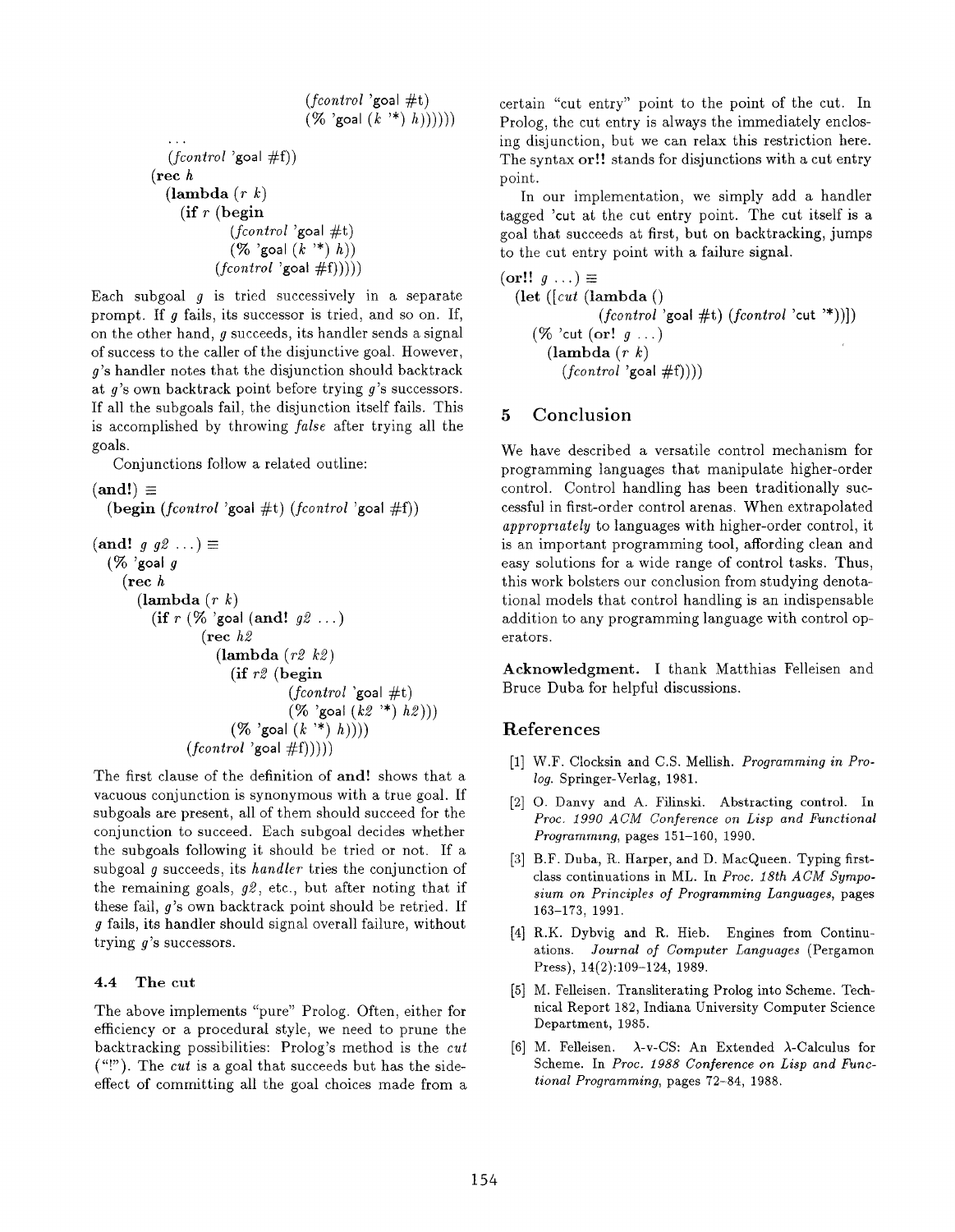```
                              (fcontrol 'goal #t)
                              (% 'goal (k '*) h))))))
      ...
      (fcontrol 'goal #f))
    (rec h
      (lambda (r k)
        (if r (begin
                (fcontrol 'goal #t)
                (% 'goal (k '*) h))
              (fcontrol 'goal #f)))))
```

Each subgoal *g* is tried successively in a separate prompt. If *g* fails, its successor is tried, and so on. If, on the other hand, *g* succeeds, its handler sends a signal of success to the caller of the disjunctive goal. However, *g*'s handler notes that the disjunction should backtrack at *g*'s own backtrack point before trying *g*'s successors. If all the subgoals fail, the disjunction itself fails. This is accomplished by throwing *false* after trying all the goals.

Conjunctions follow a related outline:

```
(and!) ≡
  (begin (fcontrol 'goal #t) (fcontrol 'goal #f))

(and! g g2 ...) ≡
  (% 'goal g
    (rec h
      (lambda (r k)
        (if r (% 'goal (and! g2 ...)
                (rec h2
                  (lambda (r2 k2)
                    (if r2 (begin
                             (fcontrol 'goal #t)
                             (% 'goal (k2 '*) h2)))
                        (% 'goal (k '*) h))))
              (fcontrol 'goal #f)))))
```

The first clause of the definition of **and!** shows that a vacuous conjunction is synonymous with a true goal. If subgoals are present, all of them should succeed for the conjunction to succeed. Each subgoal decides whether the subgoals following it should be tried or not. If a subgoal *g* succeeds, its *handler* tries the conjunction of the remaining goals, *g2*, etc., but after noting that if these fail, *g*'s own backtrack point should be retried. If *g* fails, its handler should signal overall failure, without trying *g*'s successors.

### 4.4 The cut

The above implements "pure" Prolog. Often, either for efficiency or a procedural style, we need to prune the backtracking possibilities: Prolog's method is the *cut* ("!"). The *cut* is a goal that succeeds but has the side-effect of committing all the goal choices made from a certain "cut entry" point to the point of the cut. In Prolog, the cut entry is always the immediately enclosing disjunction, but we can relax this restriction here. The syntax **or!!** stands for disjunctions with a cut entry point.

In our implementation, we simply add a handler tagged 'cut at the cut entry point. The cut itself is a goal that succeeds at first, but on backtracking, jumps to the cut entry point with a failure signal.

```
(or!! g ...) ≡
  (let ([cut (lambda ()
               (fcontrol 'goal #t) (fcontrol 'cut '*))])
    (% 'cut (or! g ...)
      (lambda (r k)
        (fcontrol 'goal #f))))
```

## 5 Conclusion

We have described a versatile control mechanism for programming languages that manipulate higher-order control. Control handling has been traditionally successful in first-order control arenas. When extrapolated *appropriately* to languages with higher-order control, it is an important programming tool, affording clean and easy solutions for a wide range of control tasks. Thus, this work bolsters our conclusion from studying denotational models that control handling is an indispensable addition to any programming language with control operators.

**Acknowledgment.** I thank Matthias Felleisen and Bruce Duba for helpful discussions.

## References

[1] W.F. Clocksin and C.S. Mellish. *Programming in Prolog.* Springer-Verlag, 1981.

[2] O. Danvy and A. Filinski. Abstracting control. In *Proc. 1990 ACM Conference on Lisp and Functional Programming*, pages 151–160, 1990.

[3] B.F. Duba, R. Harper, and D. MacQueen. Typing first-class continuations in ML. In *Proc. 18th ACM Symposium on Principles of Programming Languages*, pages 163–173, 1991.

[4] R.K. Dybvig and R. Hieb. Engines from Continuations. *Journal of Computer Languages* (Pergamon Press), 14(2):109–124, 1989.

[5] M. Felleisen. Transliterating Prolog into Scheme. Technical Report 182, Indiana University Computer Science Department, 1985.

[6] M. Felleisen. λ-v-CS: An Extended λ-Calculus for Scheme. In *Proc. 1988 Conference on Lisp and Functional Programming*, pages 72–84, 1988.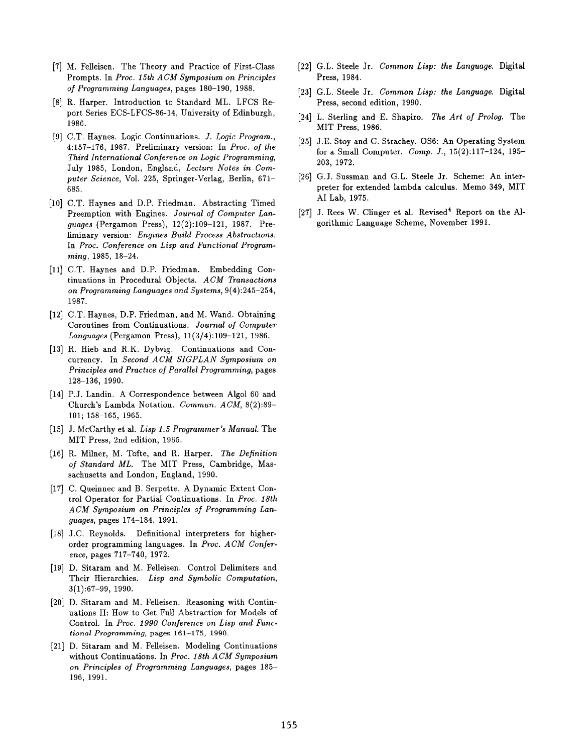[7] M. Felleisen. The Theory and Practice of First-Class Prompts. In *Proc. 15th ACM Symposium on Principles of Programming Languages*, pages 180–190, 1988.

[8] R. Harper. Introduction to Standard ML. LFCS Report Series ECS-LFCS-86-14, University of Edinburgh, 1986.

[9] C.T. Haynes. Logic Continuations. *J. Logic Program.*, 4:157–176, 1987. Preliminary version: In *Proc. of the Third International Conference on Logic Programming*, July 1985, London, England, *Lecture Notes in Computer Science*, Vol. 225, Springer-Verlag, Berlin, 671–685.

[10] C.T. Haynes and D.P. Friedman. Abstracting Timed Preemption with Engines. *Journal of Computer Languages* (Pergamon Press), 12(2):109–121, 1987. Preliminary version: *Engines Build Process Abstractions*. In *Proc. Conference on Lisp and Functional Programming*, 1985, 18–24.

[11] C.T. Haynes and D.P. Friedman. Embedding Continuations in Procedural Objects. *ACM Transactions on Programming Languages and Systems*, 9(4):245–254, 1987.

[12] C.T. Haynes, D.P. Friedman, and M. Wand. Obtaining Coroutines from Continuations. *Journal of Computer Languages* (Pergamon Press), 11(3/4):109–121, 1986.

[13] R. Hieb and R.K. Dybvig. Continuations and Concurrency. In *Second ACM SIGPLAN Symposium on Principles and Practice of Parallel Programming*, pages 128–136, 1990.

[14] P.J. Landin. A Correspondence between Algol 60 and Church's Lambda Notation. *Commun. ACM*, 8(2):89–101; 158–165, 1965.

[15] J. McCarthy et al. *Lisp 1.5 Programmer's Manual*. The MIT Press, 2nd edition, 1965.

[16] R. Milner, M. Tofte, and R. Harper. *The Definition of Standard ML*. The MIT Press, Cambridge, Massachusetts and London, England, 1990.

[17] C. Queinnec and B. Serpette. A Dynamic Extent Control Operator for Partial Continuations. In *Proc. 18th ACM Symposium on Principles of Programming Languages*, pages 174–184, 1991.

[18] J.C. Reynolds. Definitional interpreters for higher-order programming languages. In *Proc. ACM Conference*, pages 717–740, 1972.

[19] D. Sitaram and M. Felleisen. Control Delimiters and Their Hierarchies. *Lisp and Symbolic Computation*, 3(1):67–99, 1990.

[20] D. Sitaram and M. Felleisen. Reasoning with Continuations II: How to Get Full Abstraction for Models of Control. In *Proc. 1990 Conference on Lisp and Functional Programming*, pages 161–175, 1990.

[21] D. Sitaram and M. Felleisen. Modeling Continuations without Continuations. In *Proc. 18th ACM Symposium on Principles of Programming Languages*, pages 185–196, 1991.

[22] G.L. Steele Jr. *Common Lisp: the Language*. Digital Press, 1984.

[23] G.L. Steele Jr. *Common Lisp: the Language*. Digital Press, second edition, 1990.

[24] L. Sterling and E. Shapiro. *The Art of Prolog*. The MIT Press, 1986.

[25] J.E. Stoy and C. Strachey. OS6: An Operating System for a Small Computer. *Comp. J.*, 15(2):117–124, 195–203, 1972.

[26] G.J. Sussman and G.L. Steele Jr. Scheme: An interpreter for extended lambda calculus. Memo 349, MIT AI Lab, 1975.

[27] J. Rees W. Clinger et al. Revised[4] Report on the Algorithmic Language Scheme, November 1991.